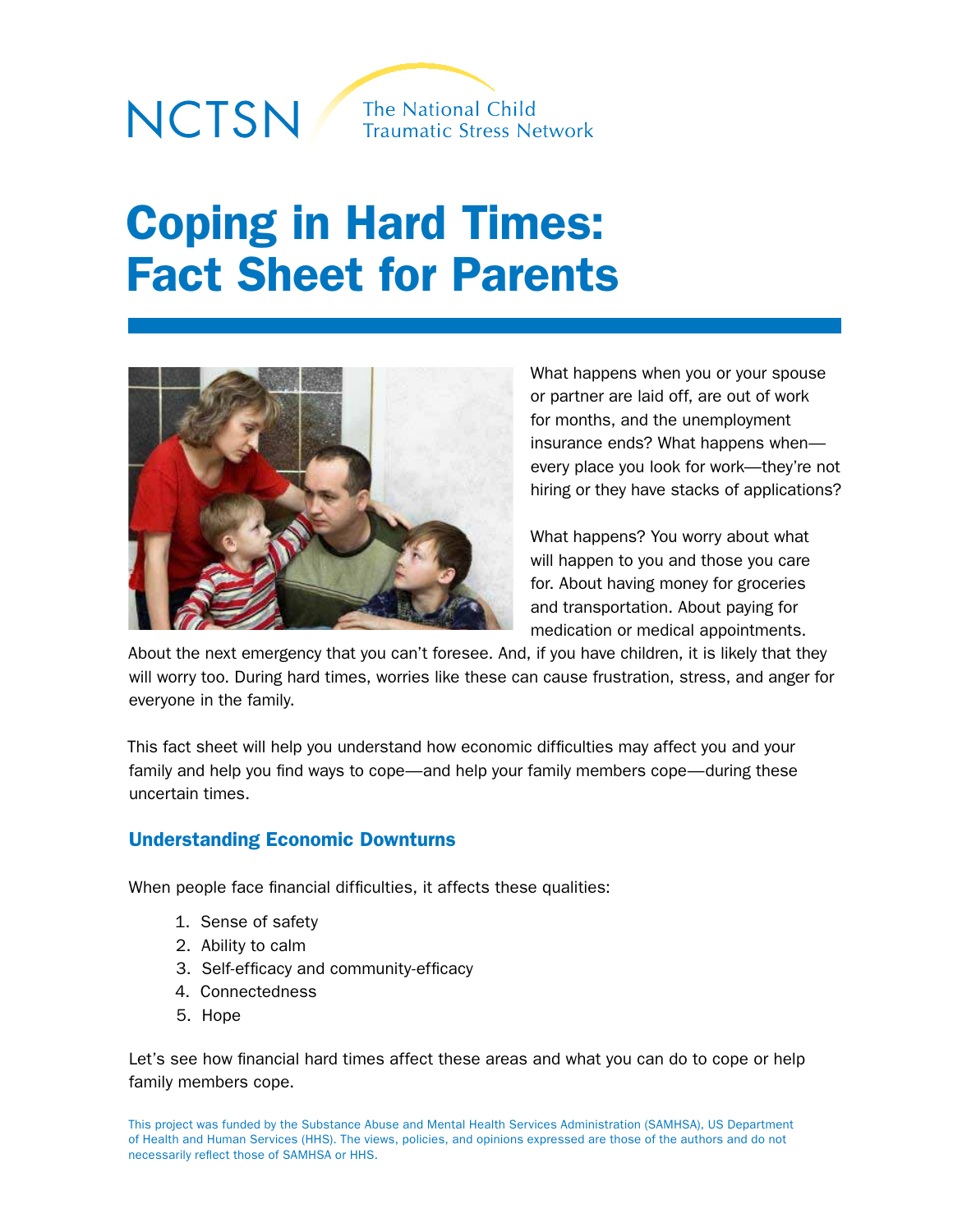NCTSN The National Child Traumatic Stress Network

# Coping in Hard Times: Fact Sheet for Parents

What happens when you or your spouse or partner are laid off, are out of work for months, and the unemployment insurance ends? What happens when—every place you look for work—they're not hiring or they have stacks of applications?

What happens? You worry about what will happen to you and those you care for. About having money for groceries and transportation. About paying for medication or medical appointments. About the next emergency that you can't foresee. And, if you have children, it is likely that they will worry too. During hard times, worries like these can cause frustration, stress, and anger for everyone in the family.

This fact sheet will help you understand how economic difficulties may affect you and your family and help you find ways to cope—and help your family members cope—during these uncertain times.

## Understanding Economic Downturns

When people face financial difficulties, it affects these qualities:

1. Sense of safety
2. Ability to calm
3. Self-efficacy and community-efficacy
4. Connectedness
5. Hope

Let's see how financial hard times affect these areas and what you can do to cope or help family members cope.

This project was funded by the Substance Abuse and Mental Health Services Administration (SAMHSA), US Department of Health and Human Services (HHS). The views, policies, and opinions expressed are those of the authors and do not necessarily reflect those of SAMHSA or HHS.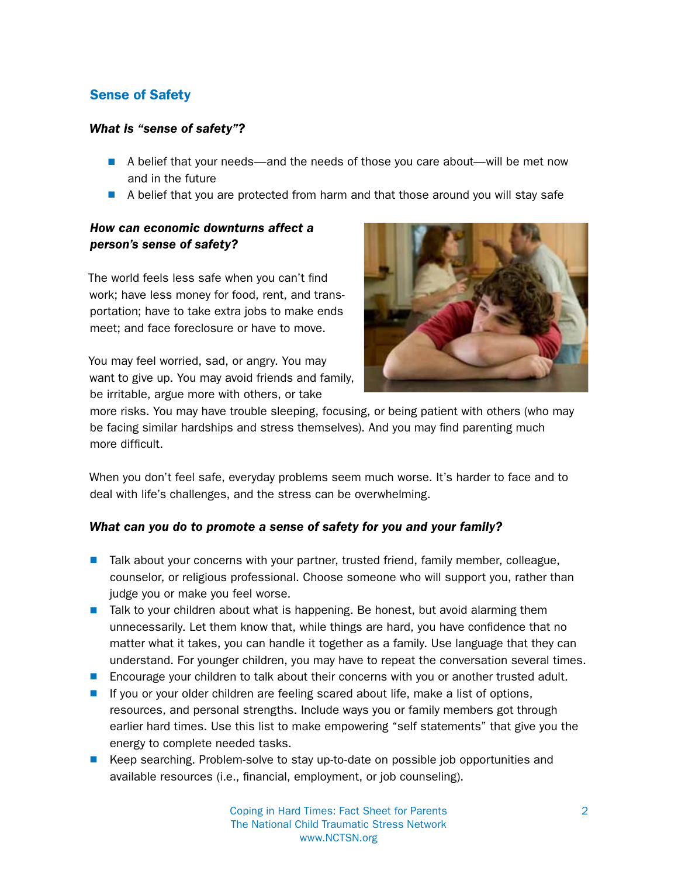## Sense of Safety

***What is "sense of safety"?***

- A belief that your needs—and the needs of those you care about—will be met now and in the future
- A belief that you are protected from harm and that those around you will stay safe

***How can economic downturns affect a person's sense of safety?***

The world feels less safe when you can't find work; have less money for food, rent, and transportation; have to take extra jobs to make ends meet; and face foreclosure or have to move.

You may feel worried, sad, or angry. You may want to give up. You may avoid friends and family, be irritable, argue more with others, or take more risks. You may have trouble sleeping, focusing, or being patient with others (who may be facing similar hardships and stress themselves). And you may find parenting much more difficult.

When you don't feel safe, everyday problems seem much worse. It's harder to face and to deal with life's challenges, and the stress can be overwhelming.

***What can you do to promote a sense of safety for you and your family?***

- Talk about your concerns with your partner, trusted friend, family member, colleague, counselor, or religious professional. Choose someone who will support you, rather than judge you or make you feel worse.
- Talk to your children about what is happening. Be honest, but avoid alarming them unnecessarily. Let them know that, while things are hard, you have confidence that no matter what it takes, you can handle it together as a family. Use language that they can understand. For younger children, you may have to repeat the conversation several times.
- Encourage your children to talk about their concerns with you or another trusted adult.
- If you or your older children are feeling scared about life, make a list of options, resources, and personal strengths. Include ways you or family members got through earlier hard times. Use this list to make empowering "self statements" that give you the energy to complete needed tasks.
- Keep searching. Problem-solve to stay up-to-date on possible job opportunities and available resources (i.e., financial, employment, or job counseling).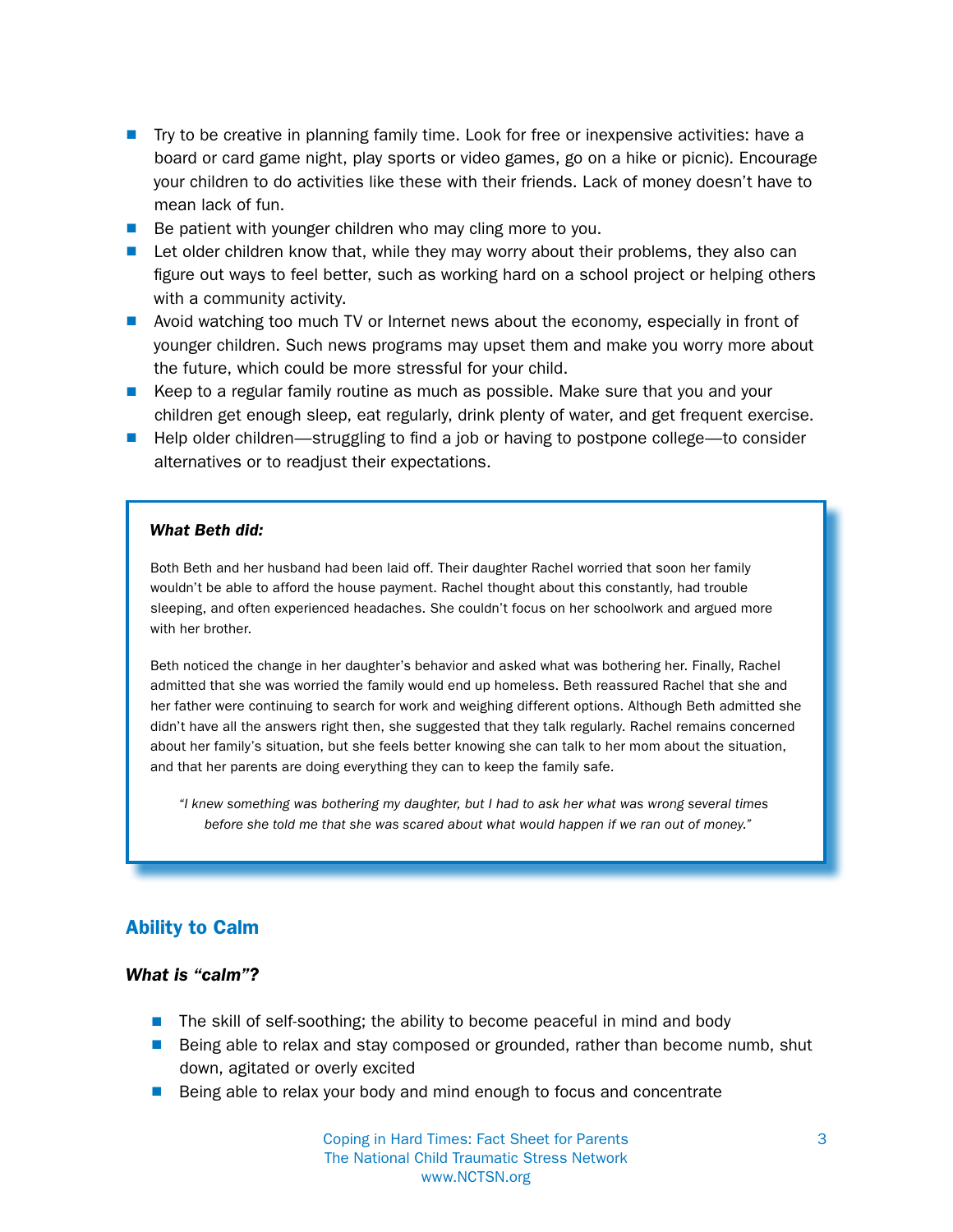- Try to be creative in planning family time. Look for free or inexpensive activities: have a board or card game night, play sports or video games, go on a hike or picnic). Encourage your children to do activities like these with their friends. Lack of money doesn't have to mean lack of fun.
- Be patient with younger children who may cling more to you.
- Let older children know that, while they may worry about their problems, they also can figure out ways to feel better, such as working hard on a school project or helping others with a community activity.
- Avoid watching too much TV or Internet news about the economy, especially in front of younger children. Such news programs may upset them and make you worry more about the future, which could be more stressful for your child.
- Keep to a regular family routine as much as possible. Make sure that you and your children get enough sleep, eat regularly, drink plenty of water, and get frequent exercise.
- Help older children—struggling to find a job or having to postpone college—to consider alternatives or to readjust their expectations.

***What Beth did:***

Both Beth and her husband had been laid off. Their daughter Rachel worried that soon her family wouldn't be able to afford the house payment. Rachel thought about this constantly, had trouble sleeping, and often experienced headaches. She couldn't focus on her schoolwork and argued more with her brother.

Beth noticed the change in her daughter's behavior and asked what was bothering her. Finally, Rachel admitted that she was worried the family would end up homeless. Beth reassured Rachel that she and her father were continuing to search for work and weighing different options. Although Beth admitted she didn't have all the answers right then, she suggested that they talk regularly. Rachel remains concerned about her family's situation, but she feels better knowing she can talk to her mom about the situation, and that her parents are doing everything they can to keep the family safe.

*"I knew something was bothering my daughter, but I had to ask her what was wrong several times before she told me that she was scared about what would happen if we ran out of money."*

## Ability to Calm

### *What is "calm"?*

- The skill of self-soothing; the ability to become peaceful in mind and body
- Being able to relax and stay composed or grounded, rather than become numb, shut down, agitated or overly excited
- Being able to relax your body and mind enough to focus and concentrate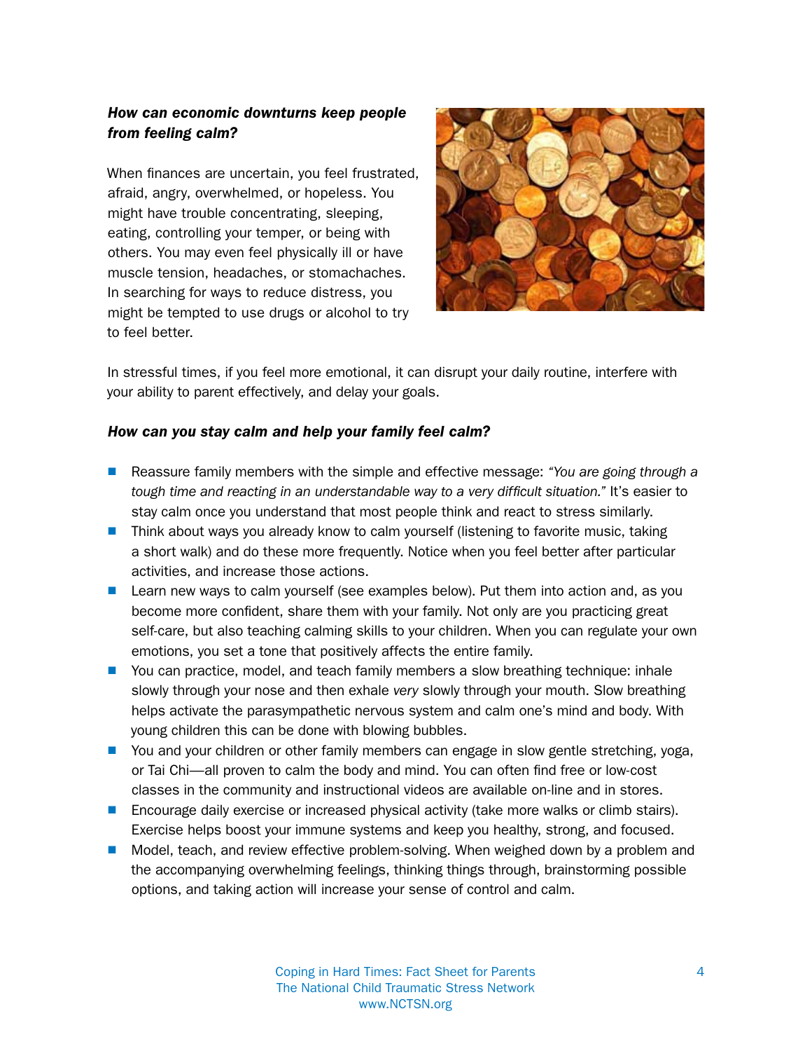***How can economic downturns keep people from feeling calm?***

When finances are uncertain, you feel frustrated, afraid, angry, overwhelmed, or hopeless. You might have trouble concentrating, sleeping, eating, controlling your temper, or being with others. You may even feel physically ill or have muscle tension, headaches, or stomachaches. In searching for ways to reduce distress, you might be tempted to use drugs or alcohol to try to feel better.

In stressful times, if you feel more emotional, it can disrupt your daily routine, interfere with your ability to parent effectively, and delay your goals.

***How can you stay calm and help your family feel calm?***

- Reassure family members with the simple and effective message: *"You are going through a tough time and reacting in an understandable way to a very difficult situation."* It's easier to stay calm once you understand that most people think and react to stress similarly.
- Think about ways you already know to calm yourself (listening to favorite music, taking a short walk) and do these more frequently. Notice when you feel better after particular activities, and increase those actions.
- Learn new ways to calm yourself (see examples below). Put them into action and, as you become more confident, share them with your family. Not only are you practicing great self-care, but also teaching calming skills to your children. When you can regulate your own emotions, you set a tone that positively affects the entire family.
- You can practice, model, and teach family members a slow breathing technique: inhale slowly through your nose and then exhale *very* slowly through your mouth. Slow breathing helps activate the parasympathetic nervous system and calm one's mind and body. With young children this can be done with blowing bubbles.
- You and your children or other family members can engage in slow gentle stretching, yoga, or Tai Chi—all proven to calm the body and mind. You can often find free or low-cost classes in the community and instructional videos are available on-line and in stores.
- Encourage daily exercise or increased physical activity (take more walks or climb stairs). Exercise helps boost your immune systems and keep you healthy, strong, and focused.
- Model, teach, and review effective problem-solving. When weighed down by a problem and the accompanying overwhelming feelings, thinking things through, brainstorming possible options, and taking action will increase your sense of control and calm.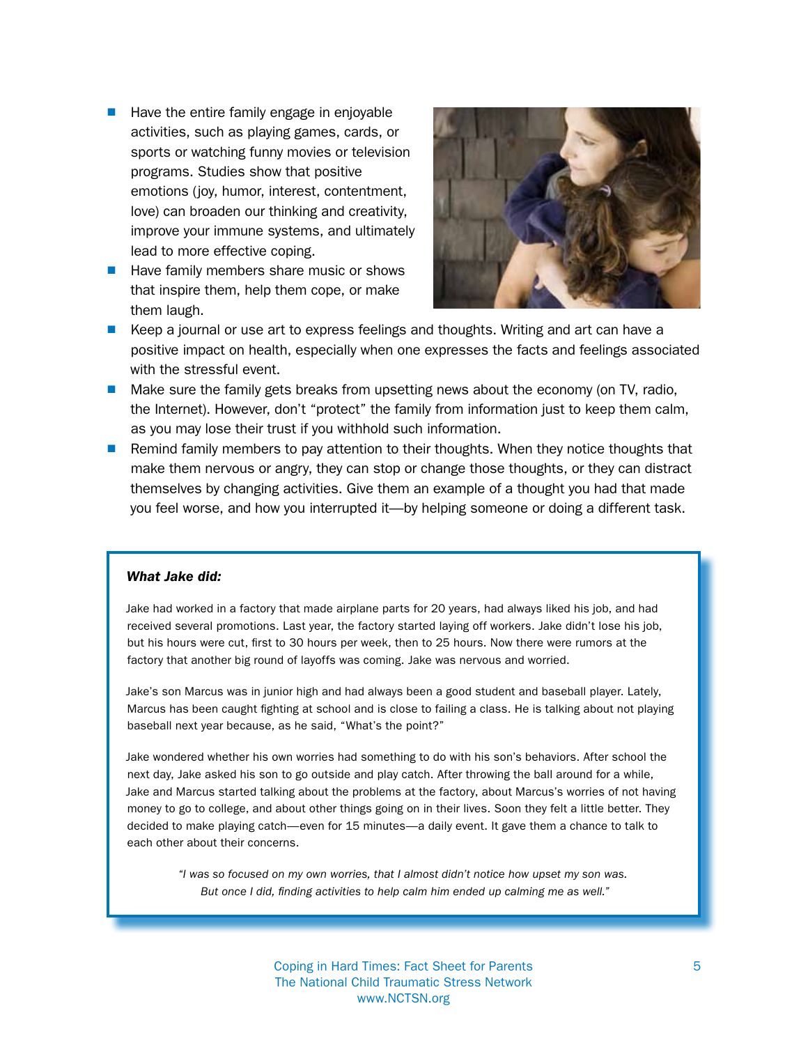- Have the entire family engage in enjoyable activities, such as playing games, cards, or sports or watching funny movies or television programs. Studies show that positive emotions (joy, humor, interest, contentment, love) can broaden our thinking and creativity, improve your immune systems, and ultimately lead to more effective coping.
- Have family members share music or shows that inspire them, help them cope, or make them laugh.
- Keep a journal or use art to express feelings and thoughts. Writing and art can have a positive impact on health, especially when one expresses the facts and feelings associated with the stressful event.
- Make sure the family gets breaks from upsetting news about the economy (on TV, radio, the Internet). However, don't "protect" the family from information just to keep them calm, as you may lose their trust if you withhold such information.
- Remind family members to pay attention to their thoughts. When they notice thoughts that make them nervous or angry, they can stop or change those thoughts, or they can distract themselves by changing activities. Give them an example of a thought you had that made you feel worse, and how you interrupted it—by helping someone or doing a different task.

***What Jake did:***

Jake had worked in a factory that made airplane parts for 20 years, had always liked his job, and had received several promotions. Last year, the factory started laying off workers. Jake didn't lose his job, but his hours were cut, first to 30 hours per week, then to 25 hours. Now there were rumors at the factory that another big round of layoffs was coming. Jake was nervous and worried.

Jake's son Marcus was in junior high and had always been a good student and baseball player. Lately, Marcus has been caught fighting at school and is close to failing a class. He is talking about not playing baseball next year because, as he said, "What's the point?"

Jake wondered whether his own worries had something to do with his son's behaviors. After school the next day, Jake asked his son to go outside and play catch. After throwing the ball around for a while, Jake and Marcus started talking about the problems at the factory, about Marcus's worries of not having money to go to college, and about other things going on in their lives. Soon they felt a little better. They decided to make playing catch—even for 15 minutes—a daily event. It gave them a chance to talk to each other about their concerns.

*"I was so focused on my own worries, that I almost didn't notice how upset my son was. But once I did, finding activities to help calm him ended up calming me as well."*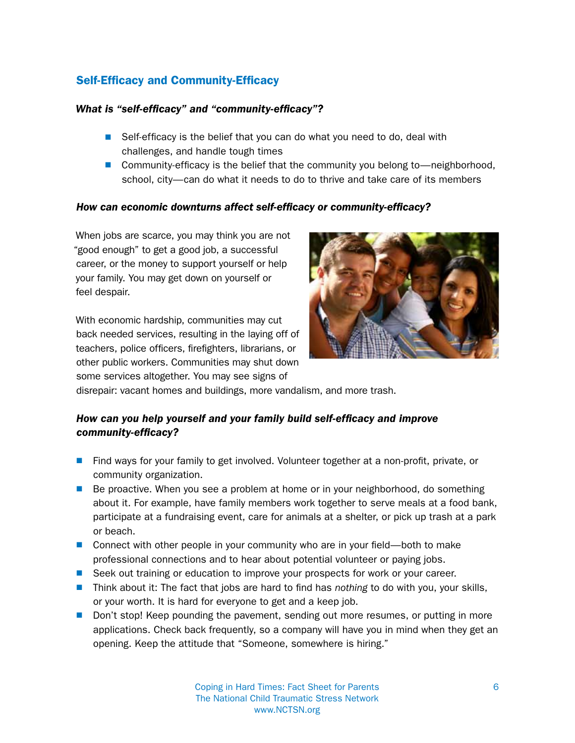## Self-Efficacy and Community-Efficacy

***What is "self-efficacy" and "community-efficacy"?***

- Self-efficacy is the belief that you can do what you need to do, deal with challenges, and handle tough times
- Community-efficacy is the belief that the community you belong to—neighborhood, school, city—can do what it needs to do to thrive and take care of its members

***How can economic downturns affect self-efficacy or community-efficacy?***

When jobs are scarce, you may think you are not "good enough" to get a good job, a successful career, or the money to support yourself or help your family. You may get down on yourself or feel despair.

With economic hardship, communities may cut back needed services, resulting in the laying off of teachers, police officers, firefighters, librarians, or other public workers. Communities may shut down some services altogether. You may see signs of disrepair: vacant homes and buildings, more vandalism, and more trash.

***How can you help yourself and your family build self-efficacy and improve community-efficacy?***

- Find ways for your family to get involved. Volunteer together at a non-profit, private, or community organization.
- Be proactive. When you see a problem at home or in your neighborhood, do something about it. For example, have family members work together to serve meals at a food bank, participate at a fundraising event, care for animals at a shelter, or pick up trash at a park or beach.
- Connect with other people in your community who are in your field—both to make professional connections and to hear about potential volunteer or paying jobs.
- Seek out training or education to improve your prospects for work or your career.
- Think about it: The fact that jobs are hard to find has *nothing* to do with you, your skills, or your worth. It is hard for everyone to get and a keep job.
- Don't stop! Keep pounding the pavement, sending out more resumes, or putting in more applications. Check back frequently, so a company will have you in mind when they get an opening. Keep the attitude that "Someone, somewhere is hiring."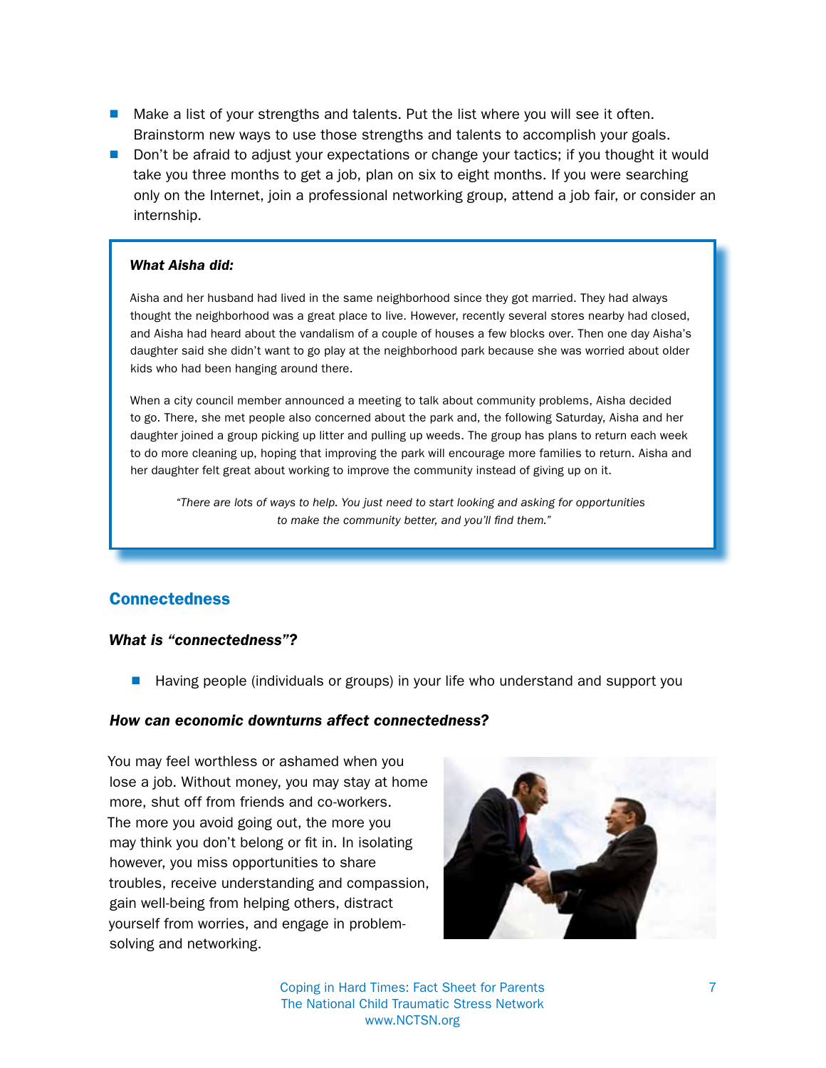- Make a list of your strengths and talents. Put the list where you will see it often. Brainstorm new ways to use those strengths and talents to accomplish your goals.
- Don't be afraid to adjust your expectations or change your tactics; if you thought it would take you three months to get a job, plan on six to eight months. If you were searching only on the Internet, join a professional networking group, attend a job fair, or consider an internship.

***What Aisha did:***

Aisha and her husband had lived in the same neighborhood since they got married. They had always thought the neighborhood was a great place to live. However, recently several stores nearby had closed, and Aisha had heard about the vandalism of a couple of houses a few blocks over. Then one day Aisha's daughter said she didn't want to go play at the neighborhood park because she was worried about older kids who had been hanging around there.

When a city council member announced a meeting to talk about community problems, Aisha decided to go. There, she met people also concerned about the park and, the following Saturday, Aisha and her daughter joined a group picking up litter and pulling up weeds. The group has plans to return each week to do more cleaning up, hoping that improving the park will encourage more families to return. Aisha and her daughter felt great about working to improve the community instead of giving up on it.

*"There are lots of ways to help. You just need to start looking and asking for opportunities to make the community better, and you'll find them."*

## Connectedness

***What is "connectedness"?***

- Having people (individuals or groups) in your life who understand and support you

***How can economic downturns affect connectedness?***

You may feel worthless or ashamed when you lose a job. Without money, you may stay at home more, shut off from friends and co-workers. The more you avoid going out, the more you may think you don't belong or fit in. In isolating however, you miss opportunities to share troubles, receive understanding and compassion, gain well-being from helping others, distract yourself from worries, and engage in problem-solving and networking.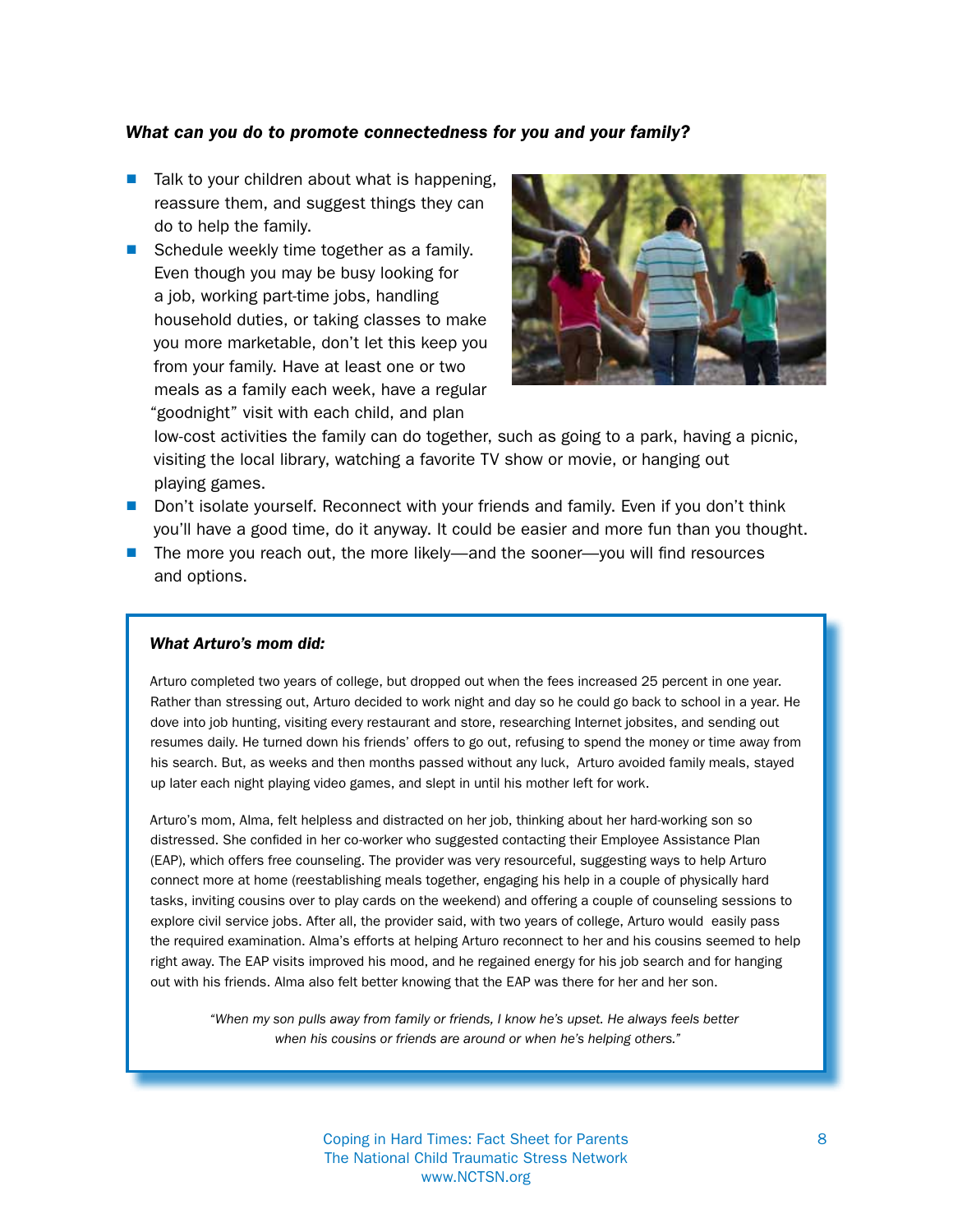***What can you do to promote connectedness for you and your family?***

- Talk to your children about what is happening, reassure them, and suggest things they can do to help the family.
- Schedule weekly time together as a family. Even though you may be busy looking for a job, working part-time jobs, handling household duties, or taking classes to make you more marketable, don't let this keep you from your family. Have at least one or two meals as a family each week, have a regular "goodnight" visit with each child, and plan low-cost activities the family can do together, such as going to a park, having a picnic, visiting the local library, watching a favorite TV show or movie, or hanging out playing games.
- Don't isolate yourself. Reconnect with your friends and family. Even if you don't think you'll have a good time, do it anyway. It could be easier and more fun than you thought.
- The more you reach out, the more likely—and the sooner—you will find resources and options.

***What Arturo's mom did:***

Arturo completed two years of college, but dropped out when the fees increased 25 percent in one year. Rather than stressing out, Arturo decided to work night and day so he could go back to school in a year. He dove into job hunting, visiting every restaurant and store, researching Internet jobsites, and sending out resumes daily. He turned down his friends' offers to go out, refusing to spend the money or time away from his search. But, as weeks and then months passed without any luck, Arturo avoided family meals, stayed up later each night playing video games, and slept in until his mother left for work.

Arturo's mom, Alma, felt helpless and distracted on her job, thinking about her hard-working son so distressed. She confided in her co-worker who suggested contacting their Employee Assistance Plan (EAP), which offers free counseling. The provider was very resourceful, suggesting ways to help Arturo connect more at home (reestablishing meals together, engaging his help in a couple of physically hard tasks, inviting cousins over to play cards on the weekend) and offering a couple of counseling sessions to explore civil service jobs. After all, the provider said, with two years of college, Arturo would easily pass the required examination. Alma's efforts at helping Arturo reconnect to her and his cousins seemed to help right away. The EAP visits improved his mood, and he regained energy for his job search and for hanging out with his friends. Alma also felt better knowing that the EAP was there for her and her son.

*"When my son pulls away from family or friends, I know he's upset. He always feels better when his cousins or friends are around or when he's helping others."*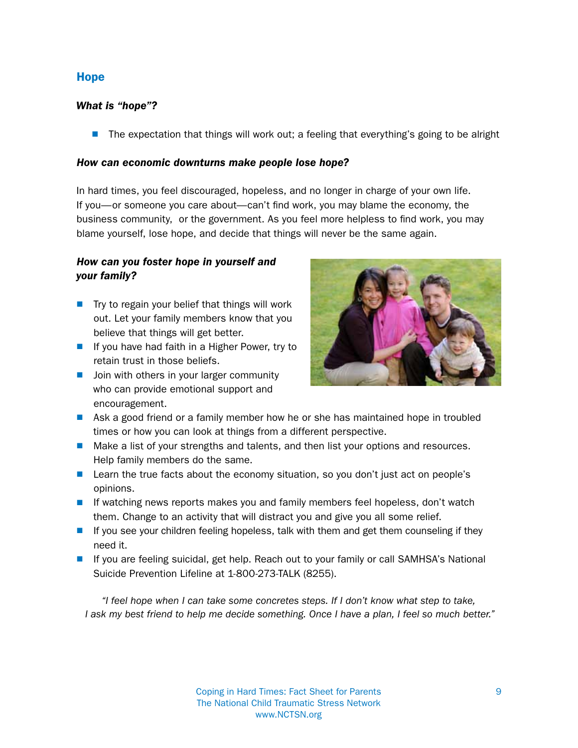## Hope

### *What is "hope"?*

- The expectation that things will work out; a feeling that everything's going to be alright

### *How can economic downturns make people lose hope?*

In hard times, you feel discouraged, hopeless, and no longer in charge of your own life. If you—or someone you care about—can't find work, you may blame the economy, the business community, or the government. As you feel more helpless to find work, you may blame yourself, lose hope, and decide that things will never be the same again.

### *How can you foster hope in yourself and your family?*

- Try to regain your belief that things will work out. Let your family members know that you believe that things will get better.
- If you have had faith in a Higher Power, try to retain trust in those beliefs.
- Join with others in your larger community who can provide emotional support and encouragement.
- Ask a good friend or a family member how he or she has maintained hope in troubled times or how you can look at things from a different perspective.
- Make a list of your strengths and talents, and then list your options and resources. Help family members do the same.
- Learn the true facts about the economy situation, so you don't just act on people's opinions.
- If watching news reports makes you and family members feel hopeless, don't watch them. Change to an activity that will distract you and give you all some relief.
- If you see your children feeling hopeless, talk with them and get them counseling if they need it.
- If you are feeling suicidal, get help. Reach out to your family or call SAMHSA's National Suicide Prevention Lifeline at 1-800-273-TALK (8255).

*"I feel hope when I can take some concretes steps. If I don't know what step to take, I ask my best friend to help me decide something. Once I have a plan, I feel so much better."*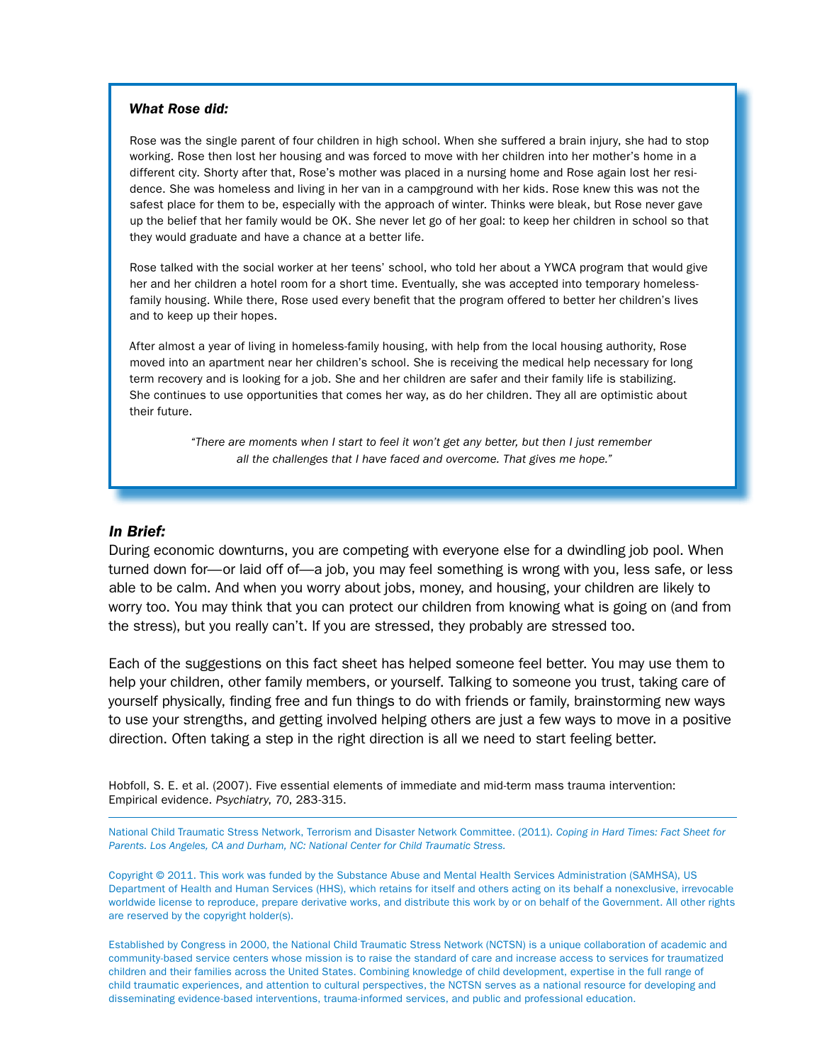***What Rose did:***

Rose was the single parent of four children in high school. When she suffered a brain injury, she had to stop working. Rose then lost her housing and was forced to move with her children into her mother's home in a different city. Shorty after that, Rose's mother was placed in a nursing home and Rose again lost her residence. She was homeless and living in her van in a campground with her kids. Rose knew this was not the safest place for them to be, especially with the approach of winter. Thinks were bleak, but Rose never gave up the belief that her family would be OK. She never let go of her goal: to keep her children in school so that they would graduate and have a chance at a better life.

Rose talked with the social worker at her teens' school, who told her about a YWCA program that would give her and her children a hotel room for a short time. Eventually, she was accepted into temporary homeless-family housing. While there, Rose used every benefit that the program offered to better her children's lives and to keep up their hopes.

After almost a year of living in homeless-family housing, with help from the local housing authority, Rose moved into an apartment near her children's school. She is receiving the medical help necessary for long term recovery and is looking for a job. She and her children are safer and their family life is stabilizing. She continues to use opportunities that comes her way, as do her children. They all are optimistic about their future.

*"There are moments when I start to feel it won't get any better, but then I just remember all the challenges that I have faced and overcome. That gives me hope."*

### *In Brief:*

During economic downturns, you are competing with everyone else for a dwindling job pool. When turned down for—or laid off of—a job, you may feel something is wrong with you, less safe, or less able to be calm. And when you worry about jobs, money, and housing, your children are likely to worry too. You may think that you can protect our children from knowing what is going on (and from the stress), but you really can't. If you are stressed, they probably are stressed too.

Each of the suggestions on this fact sheet has helped someone feel better. You may use them to help your children, other family members, or yourself. Talking to someone you trust, taking care of yourself physically, finding free and fun things to do with friends or family, brainstorming new ways to use your strengths, and getting involved helping others are just a few ways to move in a positive direction. Often taking a step in the right direction is all we need to start feeling better.

Hobfoll, S. E. et al. (2007). Five essential elements of immediate and mid-term mass trauma intervention: Empirical evidence. *Psychiatry*, *70*, 283-315.

---

National Child Traumatic Stress Network, Terrorism and Disaster Network Committee. (2011). *Coping in Hard Times: Fact Sheet for Parents. Los Angeles, CA and Durham, NC: National Center for Child Traumatic Stress.*

Copyright © 2011. This work was funded by the Substance Abuse and Mental Health Services Administration (SAMHSA), US Department of Health and Human Services (HHS), which retains for itself and others acting on its behalf a nonexclusive, irrevocable worldwide license to reproduce, prepare derivative works, and distribute this work by or on behalf of the Government. All other rights are reserved by the copyright holder(s).

Established by Congress in 2000, the National Child Traumatic Stress Network (NCTSN) is a unique collaboration of academic and community-based service centers whose mission is to raise the standard of care and increase access to services for traumatized children and their families across the United States. Combining knowledge of child development, expertise in the full range of child traumatic experiences, and attention to cultural perspectives, the NCTSN serves as a national resource for developing and disseminating evidence-based interventions, trauma-informed services, and public and professional education.